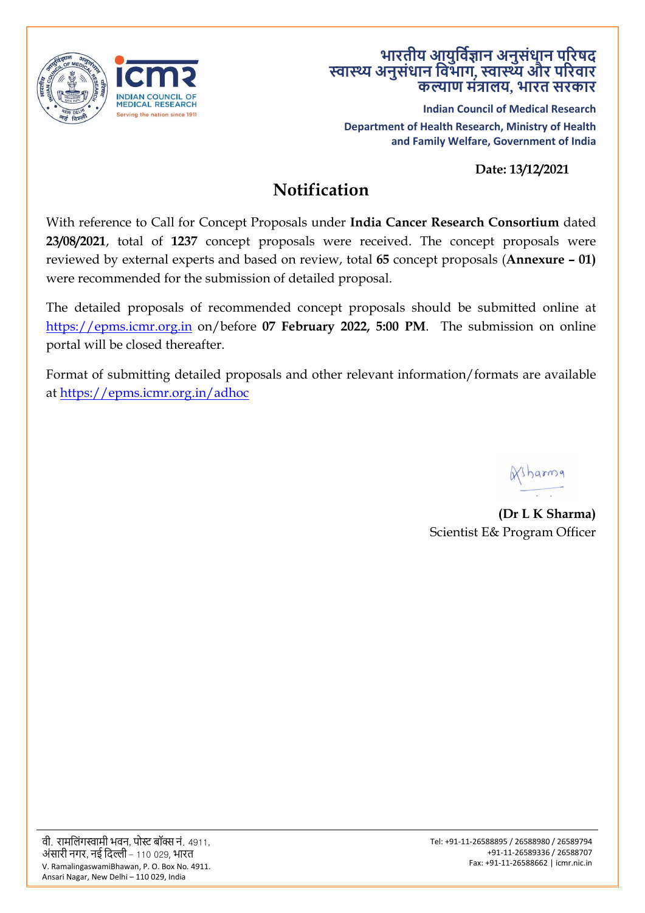भारतीय आयुर्विज्ञान अनुसंधान परिषद
स्वास्थ्य अनुसंधान विभाग, स्वास्थ्य और परिवार
कल्याण मंत्रालय, भारत सरकार

**Indian Council of Medical Research**
**Department of Health Research, Ministry of Health and Family Welfare, Government of India**

**Date: 13/12/2021**

# Notification

With reference to Call for Concept Proposals under **India Cancer Research Consortium** dated **23/08/2021**, total of **1237** concept proposals were received. The concept proposals were reviewed by external experts and based on review, total **65** concept proposals (**Annexure – 01)** were recommended for the submission of detailed proposal.

The detailed proposals of recommended concept proposals should be submitted online at https://epms.icmr.org.in on/before **07 February 2022, 5:00 PM**. The submission on online portal will be closed thereafter.

Format of submitting detailed proposals and other relevant information/formats are available at https://epms.icmr.org.in/adhoc

**(Dr L K Sharma)**
Scientist E& Program Officer

वी. रामलिंगस्वामी भवन, पोस्ट बॉक्स नं. 4911,
अंसारी नगर, नई दिल्ली – 110 029, भारत
V. RamalingaswamiBhawan, P. O. Box No. 4911.
Ansari Nagar, New Delhi – 110 029, India

Tel: +91-11-26588895 / 26588980 / 26589794
+91-11-26589336 / 26588707
Fax: +91-11-26588662 | icmr.nic.in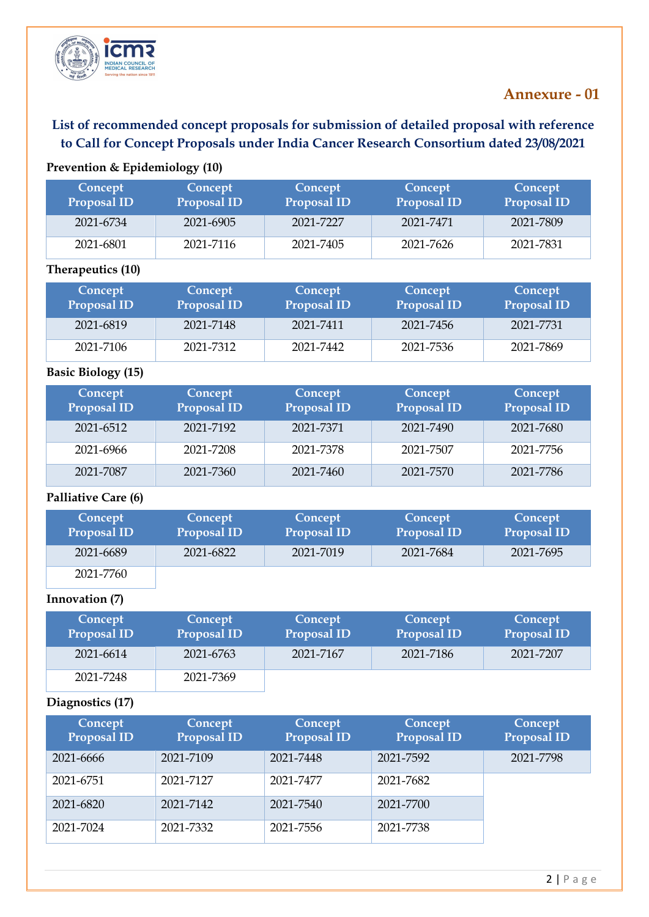## Annexure - 01

**List of recommended concept proposals for submission of detailed proposal with reference to Call for Concept Proposals under India Cancer Research Consortium dated 23/08/2021**

**Prevention & Epidemiology (10)**

| Concept Proposal ID | Concept Proposal ID | Concept Proposal ID | Concept Proposal ID | Concept Proposal ID |
|---|---|---|---|---|
| 2021-6734 | 2021-6905 | 2021-7227 | 2021-7471 | 2021-7809 |
| 2021-6801 | 2021-7116 | 2021-7405 | 2021-7626 | 2021-7831 |

**Therapeutics (10)**

| Concept Proposal ID | Concept Proposal ID | Concept Proposal ID | Concept Proposal ID | Concept Proposal ID |
|---|---|---|---|---|
| 2021-6819 | 2021-7148 | 2021-7411 | 2021-7456 | 2021-7731 |
| 2021-7106 | 2021-7312 | 2021-7442 | 2021-7536 | 2021-7869 |

**Basic Biology (15)**

| Concept Proposal ID | Concept Proposal ID | Concept Proposal ID | Concept Proposal ID | Concept Proposal ID |
|---|---|---|---|---|
| 2021-6512 | 2021-7192 | 2021-7371 | 2021-7490 | 2021-7680 |
| 2021-6966 | 2021-7208 | 2021-7378 | 2021-7507 | 2021-7756 |
| 2021-7087 | 2021-7360 | 2021-7460 | 2021-7570 | 2021-7786 |

**Palliative Care (6)**

| Concept Proposal ID | Concept Proposal ID | Concept Proposal ID | Concept Proposal ID | Concept Proposal ID |
|---|---|---|---|---|
| 2021-6689 | 2021-6822 | 2021-7019 | 2021-7684 | 2021-7695 |
| 2021-7760 | | | | |

**Innovation (7)**

| Concept Proposal ID | Concept Proposal ID | Concept Proposal ID | Concept Proposal ID | Concept Proposal ID |
|---|---|---|---|---|
| 2021-6614 | 2021-6763 | 2021-7167 | 2021-7186 | 2021-7207 |
| 2021-7248 | 2021-7369 | | | |

**Diagnostics (17)**

| Concept Proposal ID | Concept Proposal ID | Concept Proposal ID | Concept Proposal ID | Concept Proposal ID |
|---|---|---|---|---|
| 2021-6666 | 2021-7109 | 2021-7448 | 2021-7592 | 2021-7798 |
| 2021-6751 | 2021-7127 | 2021-7477 | 2021-7682 | |
| 2021-6820 | 2021-7142 | 2021-7540 | 2021-7700 | |
| 2021-7024 | 2021-7332 | 2021-7556 | 2021-7738 | |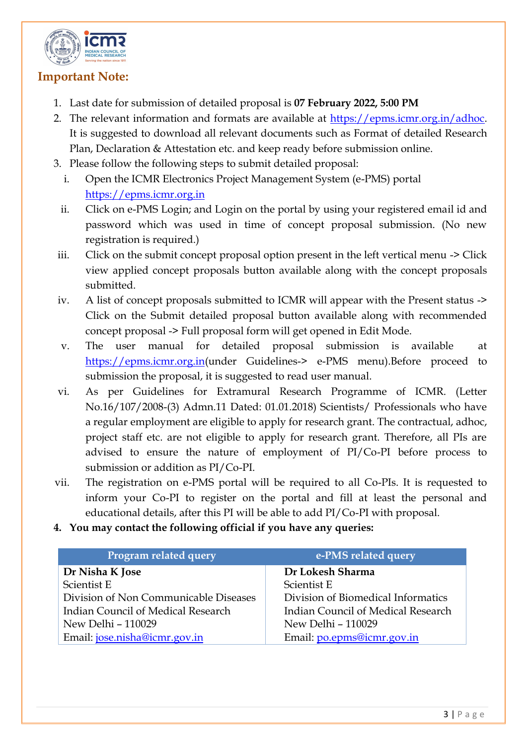## Important Note:

1. Last date for submission of detailed proposal is **07 February 2022, 5:00 PM**
2. The relevant information and formats are available at https://epms.icmr.org.in/adhoc. It is suggested to download all relevant documents such as Format of detailed Research Plan, Declaration & Attestation etc. and keep ready before submission online.
3. Please follow the following steps to submit detailed proposal:
   i. Open the ICMR Electronics Project Management System (e-PMS) portal https://epms.icmr.org.in
   ii. Click on e-PMS Login; and Login on the portal by using your registered email id and password which was used in time of concept proposal submission. (No new registration is required.)
   iii. Click on the submit concept proposal option present in the left vertical menu -> Click view applied concept proposals button available along with the concept proposals submitted.
   iv. A list of concept proposals submitted to ICMR will appear with the Present status -> Click on the Submit detailed proposal button available along with recommended concept proposal -> Full proposal form will get opened in Edit Mode.
   v. The user manual for detailed proposal submission is available at https://epms.icmr.org.in(under Guidelines-> e-PMS menu).Before proceed to submission the proposal, it is suggested to read user manual.
   vi. As per Guidelines for Extramural Research Programme of ICMR. (Letter No.16/107/2008-(3) Admn.11 Dated: 01.01.2018) Scientists/ Professionals who have a regular employment are eligible to apply for research grant. The contractual, adhoc, project staff etc. are not eligible to apply for research grant. Therefore, all PIs are advised to ensure the nature of employment of PI/Co-PI before process to submission or addition as PI/Co-PI.
   vii. The registration on e-PMS portal will be required to all Co-PIs. It is requested to inform your Co-PI to register on the portal and fill at least the personal and educational details, after this PI will be able to add PI/Co-PI with proposal.
4. **You may contact the following official if you have any queries:**

| Program related query | e-PMS related query |
|---|---|
| **Dr Nisha K Jose**<br>Scientist E<br>Division of Non Communicable Diseases<br>Indian Council of Medical Research<br>New Delhi – 110029<br>Email: jose.nisha@icmr.gov.in | **Dr Lokesh Sharma**<br>Scientist E<br>Division of Biomedical Informatics<br>Indian Council of Medical Research<br>New Delhi – 110029<br>Email: po.epms@icmr.gov.in |